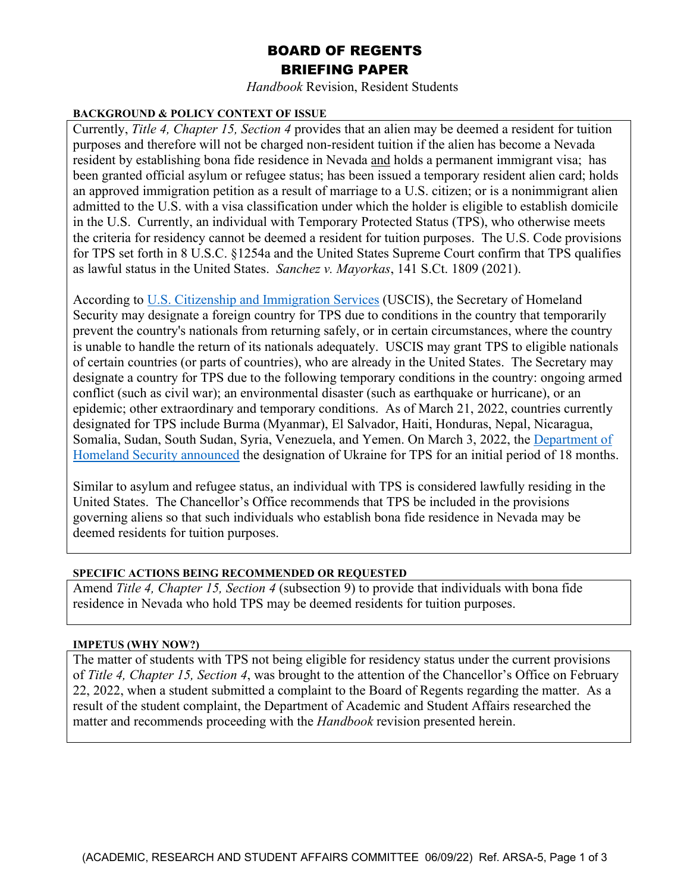# BOARD OF REGENTS
# BRIEFING PAPER

*Handbook* Revision, Resident Students

**BACKGROUND & POLICY CONTEXT OF ISSUE**

Currently, *Title 4, Chapter 15, Section 4* provides that an alien may be deemed a resident for tuition purposes and therefore will not be charged non-resident tuition if the alien has become a Nevada resident by establishing bona fide residence in Nevada and holds a permanent immigrant visa; has been granted official asylum or refugee status; has been issued a temporary resident alien card; holds an approved immigration petition as a result of marriage to a U.S. citizen; or is a nonimmigrant alien admitted to the U.S. with a visa classification under which the holder is eligible to establish domicile in the U.S. Currently, an individual with Temporary Protected Status (TPS), who otherwise meets the criteria for residency cannot be deemed a resident for tuition purposes. The U.S. Code provisions for TPS set forth in 8 U.S.C. §1254a and the United States Supreme Court confirm that TPS qualifies as lawful status in the United States. *Sanchez v. Mayorkas*, 141 S.Ct. 1809 (2021).

According to U.S. Citizenship and Immigration Services (USCIS), the Secretary of Homeland Security may designate a foreign country for TPS due to conditions in the country that temporarily prevent the country's nationals from returning safely, or in certain circumstances, where the country is unable to handle the return of its nationals adequately. USCIS may grant TPS to eligible nationals of certain countries (or parts of countries), who are already in the United States. The Secretary may designate a country for TPS due to the following temporary conditions in the country: ongoing armed conflict (such as civil war); an environmental disaster (such as earthquake or hurricane), or an epidemic; other extraordinary and temporary conditions. As of March 21, 2022, countries currently designated for TPS include Burma (Myanmar), El Salvador, Haiti, Honduras, Nepal, Nicaragua, Somalia, Sudan, South Sudan, Syria, Venezuela, and Yemen. On March 3, 2022, the Department of Homeland Security announced the designation of Ukraine for TPS for an initial period of 18 months.

Similar to asylum and refugee status, an individual with TPS is considered lawfully residing in the United States. The Chancellor's Office recommends that TPS be included in the provisions governing aliens so that such individuals who establish bona fide residence in Nevada may be deemed residents for tuition purposes.

**SPECIFIC ACTIONS BEING RECOMMENDED OR REQUESTED**

Amend *Title 4, Chapter 15, Section 4* (subsection 9) to provide that individuals with bona fide residence in Nevada who hold TPS may be deemed residents for tuition purposes.

**IMPETUS (WHY NOW?)**

The matter of students with TPS not being eligible for residency status under the current provisions of *Title 4, Chapter 15, Section 4*, was brought to the attention of the Chancellor's Office on February 22, 2022, when a student submitted a complaint to the Board of Regents regarding the matter. As a result of the student complaint, the Department of Academic and Student Affairs researched the matter and recommends proceeding with the *Handbook* revision presented herein.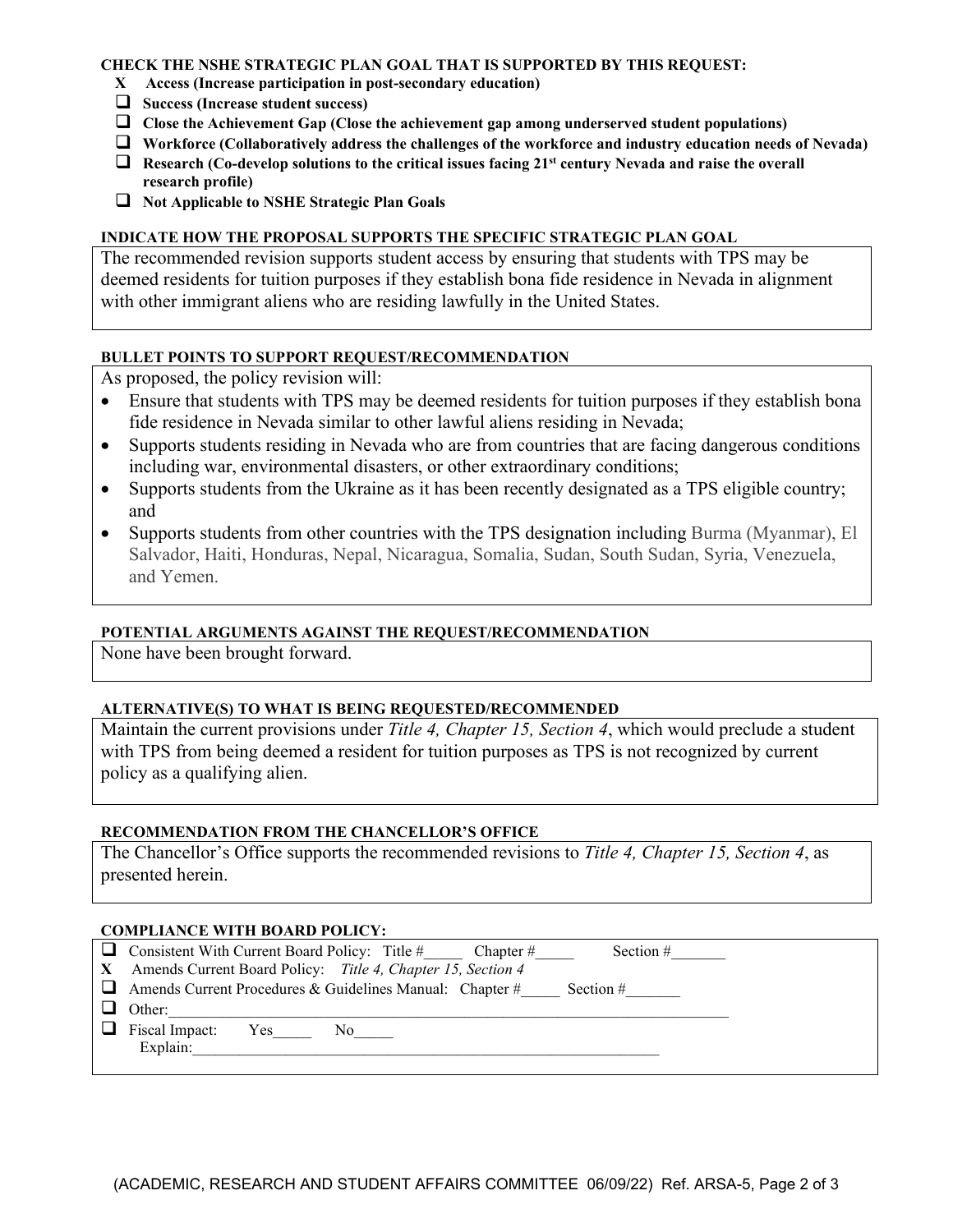**CHECK THE NSHE STRATEGIC PLAN GOAL THAT IS SUPPORTED BY THIS REQUEST:**

- X **Access (Increase participation in post-secondary education)**
- ☐ **Success (Increase student success)**
- ☐ **Close the Achievement Gap (Close the achievement gap among underserved student populations)**
- ☐ **Workforce (Collaboratively address the challenges of the workforce and industry education needs of Nevada)**
- ☐ **Research (Co-develop solutions to the critical issues facing 21st century Nevada and raise the overall research profile)**
- ☐ **Not Applicable to NSHE Strategic Plan Goals**

**INDICATE HOW THE PROPOSAL SUPPORTS THE SPECIFIC STRATEGIC PLAN GOAL**

The recommended revision supports student access by ensuring that students with TPS may be deemed residents for tuition purposes if they establish bona fide residence in Nevada in alignment with other immigrant aliens who are residing lawfully in the United States.

**BULLET POINTS TO SUPPORT REQUEST/RECOMMENDATION**

As proposed, the policy revision will:

- Ensure that students with TPS may be deemed residents for tuition purposes if they establish bona fide residence in Nevada similar to other lawful aliens residing in Nevada;
- Supports students residing in Nevada who are from countries that are facing dangerous conditions including war, environmental disasters, or other extraordinary conditions;
- Supports students from the Ukraine as it has been recently designated as a TPS eligible country; and
- Supports students from other countries with the TPS designation including Burma (Myanmar), El Salvador, Haiti, Honduras, Nepal, Nicaragua, Somalia, Sudan, South Sudan, Syria, Venezuela, and Yemen.

**POTENTIAL ARGUMENTS AGAINST THE REQUEST/RECOMMENDATION**

None have been brought forward.

**ALTERNATIVE(S) TO WHAT IS BEING REQUESTED/RECOMMENDED**

Maintain the current provisions under *Title 4, Chapter 15, Section 4*, which would preclude a student with TPS from being deemed a resident for tuition purposes as TPS is not recognized by current policy as a qualifying alien.

**RECOMMENDATION FROM THE CHANCELLOR'S OFFICE**

The Chancellor's Office supports the recommended revisions to *Title 4, Chapter 15, Section 4*, as presented herein.

**COMPLIANCE WITH BOARD POLICY:**

- ☐ Consistent With Current Board Policy: Title #\_\_\_\_\_ Chapter #\_\_\_\_\_ Section #\_\_\_\_\_\_\_
- X Amends Current Board Policy: *Title 4, Chapter 15, Section 4*
- ☐ Amends Current Procedures & Guidelines Manual: Chapter #\_\_\_\_\_ Section #\_\_\_\_\_\_\_
- ☐ Other:\_\_\_\_\_\_\_\_\_\_\_\_\_\_\_\_\_\_\_\_\_\_\_\_\_\_\_\_\_\_\_\_\_\_\_\_\_\_\_\_\_\_\_\_\_\_\_\_\_\_\_\_\_\_\_\_\_\_\_\_\_\_\_\_
- ☐ Fiscal Impact: Yes\_\_\_\_\_ No\_\_\_\_\_
  Explain:\_\_\_\_\_\_\_\_\_\_\_\_\_\_\_\_\_\_\_\_\_\_\_\_\_\_\_\_\_\_\_\_\_\_\_\_\_\_\_\_\_\_\_\_\_\_\_\_\_\_\_\_\_\_\_\_\_\_\_\_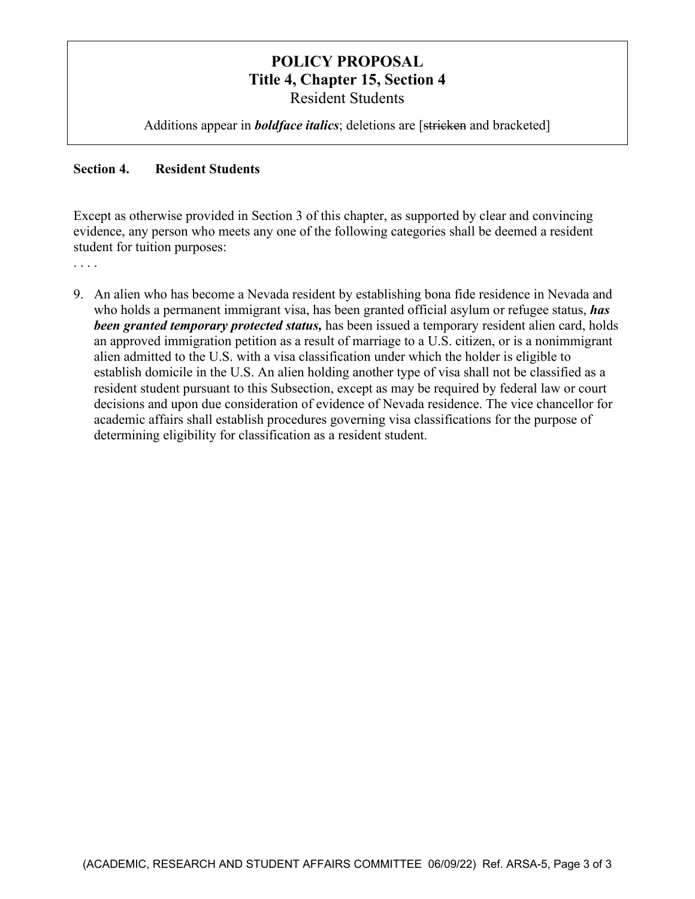**POLICY PROPOSAL**
**Title 4, Chapter 15, Section 4**
Resident Students

Additions appear in ***boldface italics***; deletions are [~~stricken~~ and bracketed]

**Section 4. Resident Students**

Except as otherwise provided in Section 3 of this chapter, as supported by clear and convincing evidence, any person who meets any one of the following categories shall be deemed a resident student for tuition purposes:

. . . .

9. An alien who has become a Nevada resident by establishing bona fide residence in Nevada and who holds a permanent immigrant visa, has been granted official asylum or refugee status, ***has been granted temporary protected status,*** has been issued a temporary resident alien card, holds an approved immigration petition as a result of marriage to a U.S. citizen, or is a nonimmigrant alien admitted to the U.S. with a visa classification under which the holder is eligible to establish domicile in the U.S. An alien holding another type of visa shall not be classified as a resident student pursuant to this Subsection, except as may be required by federal law or court decisions and upon due consideration of evidence of Nevada residence. The vice chancellor for academic affairs shall establish procedures governing visa classifications for the purpose of determining eligibility for classification as a resident student.